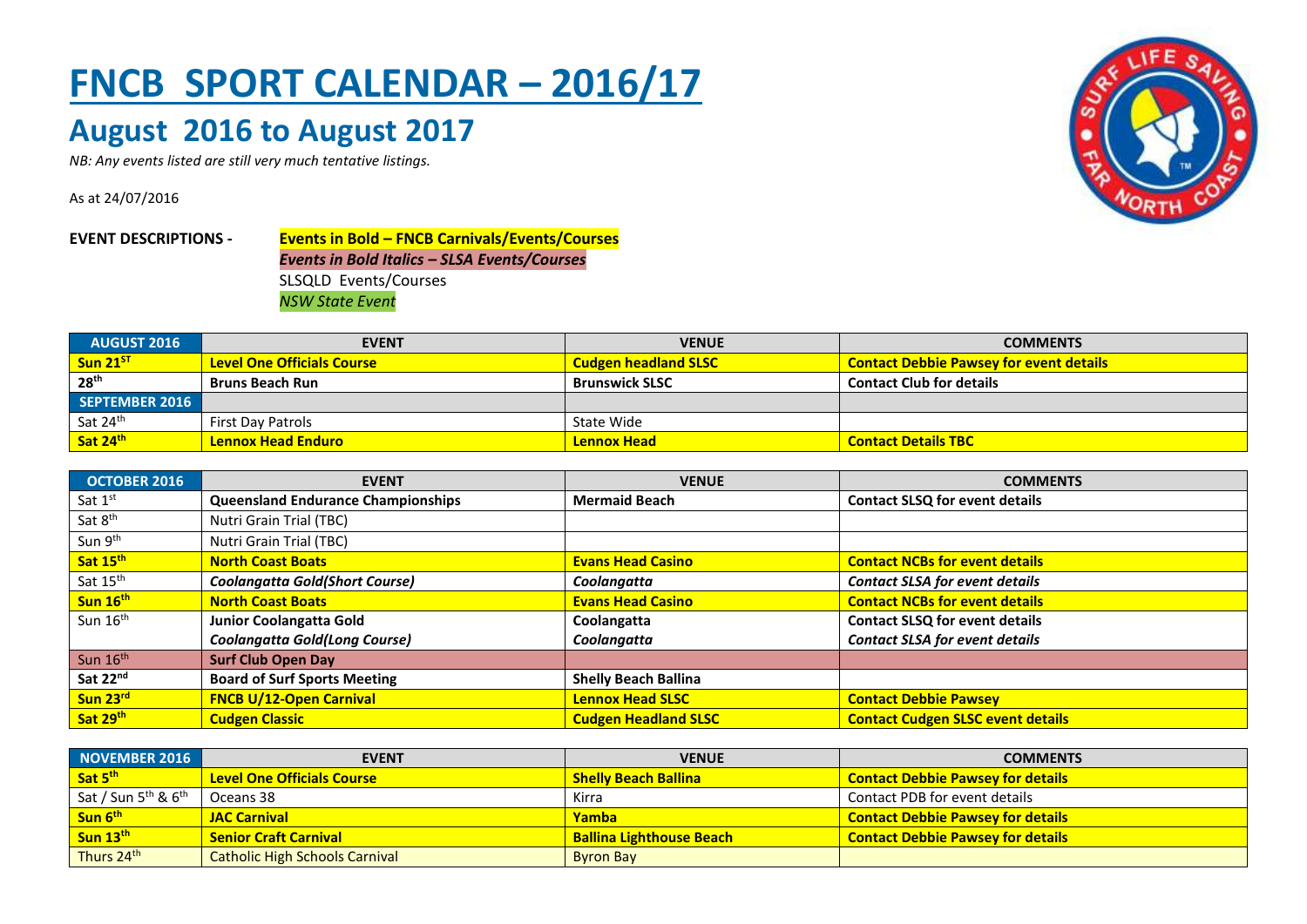# FNCB SPORT CALENDAR – 2016/17

## August 2016 to August 2017

*NB: Any events listed are still very much tentative listings.*

As at 24/07/2016

**EVENT DESCRIPTIONS -**

**Events in Bold – FNCB Carnivals/Events/Courses**
***Events in Bold Italics – SLSA Events/Courses***
SLSQLD Events/Courses
*NSW State Event*

| AUGUST 2016 | EVENT | VENUE | COMMENTS |
|---|---|---|---|
| **Sun 21st** | **Level One Officials Course** | **Cudgen headland SLSC** | **Contact Debbie Pawsey for event details** |
| **28th** | **Bruns Beach Run** | **Brunswick SLSC** | **Contact Club for details** |
| **SEPTEMBER 2016** | | | |
| Sat 24th | First Day Patrols | State Wide | |
| **Sat 24th** | **Lennox Head Enduro** | **Lennox Head** | **Contact Details TBC** |

| OCTOBER 2016 | EVENT | VENUE | COMMENTS |
|---|---|---|---|
| Sat 1st | **Queensland Endurance Championships** | **Mermaid Beach** | **Contact SLSQ for event details** |
| Sat 8th | Nutri Grain Trial (TBC) | | |
| Sun 9th | Nutri Grain Trial (TBC) | | |
| **Sat 15th** | **North Coast Boats** | **Evans Head Casino** | **Contact NCBs for event details** |
| Sat 15th | ***Coolangatta Gold(Short Course)*** | ***Coolangatta*** | ***Contact SLSA for event details*** |
| **Sun 16th** | **North Coast Boats** | **Evans Head Casino** | **Contact NCBs for event details** |
| Sun 16th | **Junior Coolangatta Gold** | Coolangatta | Contact SLSQ for event details |
| | ***Coolangatta Gold(Long Course)*** | ***Coolangatta*** | ***Contact SLSA for event details*** |
| Sun 16th | **Surf Club Open Day** | | |
| **Sat 22nd** | **Board of Surf Sports Meeting** | **Shelly Beach Ballina** | |
| **Sun 23rd** | **FNCB U/12-Open Carnival** | **Lennox Head SLSC** | **Contact Debbie Pawsey** |
| **Sat 29th** | **Cudgen Classic** | **Cudgen Headland SLSC** | **Contact Cudgen SLSC event details** |

| NOVEMBER 2016 | EVENT | VENUE | COMMENTS |
|---|---|---|---|
| **Sat 5th** | **Level One Officials Course** | **Shelly Beach Ballina** | **Contact Debbie Pawsey for details** |
| Sat / Sun 5th & 6th | Oceans 38 | Kirra | Contact PDB for event details |
| **Sun 6th** | **JAC Carnival** | **Yamba** | **Contact Debbie Pawsey for details** |
| **Sun 13th** | **Senior Craft Carnival** | **Ballina Lighthouse Beach** | **Contact Debbie Pawsey for details** |
| Thurs 24th | Catholic High Schools Carnival | Byron Bay | |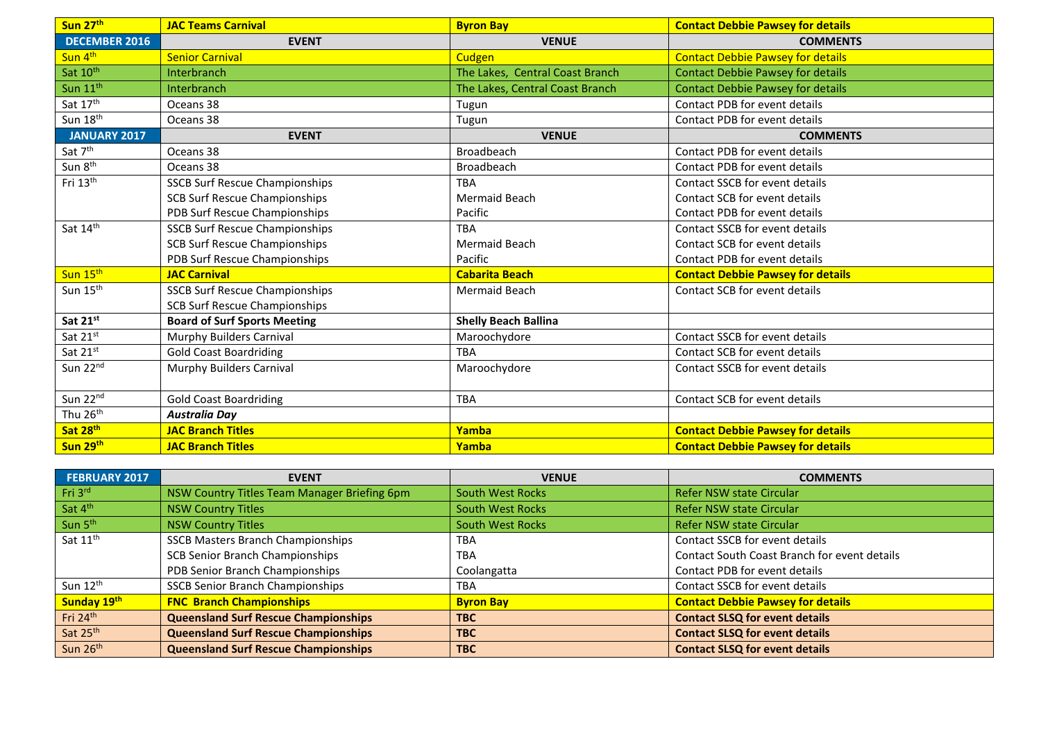| Sun 27th | **JAC Teams Carnival** | **Byron Bay** | **Contact Debbie Pawsey for details** |
|---|---|---|---|
| **DECEMBER 2016** | **EVENT** | **VENUE** | **COMMENTS** |
| Sun 4th | Senior Carnival | Cudgen | Contact Debbie Pawsey for details |
| Sat 10th | Interbranch | The Lakes, Central Coast Branch | Contact Debbie Pawsey for details |
| Sun 11th | Interbranch | The Lakes, Central Coast Branch | Contact Debbie Pawsey for details |
| Sat 17th | Oceans 38 | Tugun | Contact PDB for event details |
| Sun 18th | Oceans 38 | Tugun | Contact PDB for event details |
| **JANUARY 2017** | **EVENT** | **VENUE** | **COMMENTS** |
| Sat 7th | Oceans 38 | Broadbeach | Contact PDB for event details |
| Sun 8th | Oceans 38 | Broadbeach | Contact PDB for event details |
| Fri 13th | SSCB Surf Rescue Championships<br>SCB Surf Rescue Championships<br>PDB Surf Rescue Championships | TBA<br>Mermaid Beach<br>Pacific | Contact SSCB for event details<br>Contact SCB for event details<br>Contact PDB for event details |
| Sat 14th | SSCB Surf Rescue Championships<br>SCB Surf Rescue Championships<br>PDB Surf Rescue Championships | TBA<br>Mermaid Beach<br>Pacific | Contact SSCB for event details<br>Contact SCB for event details<br>Contact PDB for event details |
| Sun 15th | **JAC Carnival** | **Cabarita Beach** | **Contact Debbie Pawsey for details** |
| Sun 15th | SSCB Surf Rescue Championships<br>SCB Surf Rescue Championships | Mermaid Beach | Contact SCB for event details |
| **Sat 21st** | **Board of Surf Sports Meeting** | **Shelly Beach Ballina** | |
| Sat 21st | Murphy Builders Carnival | Maroochydore | Contact SSCB for event details |
| Sat 21st | Gold Coast Boardriding | TBA | Contact SCB for event details |
| Sun 22nd | Murphy Builders Carnival | Maroochydore | Contact SSCB for event details |
| Sun 22nd | Gold Coast Boardriding | TBA | Contact SCB for event details |
| Thu 26th | ***Australia Day*** | | |
| **Sat 28th** | **JAC Branch Titles** | **Yamba** | **Contact Debbie Pawsey for details** |
| **Sun 29th** | **JAC Branch Titles** | **Yamba** | **Contact Debbie Pawsey for details** |

| **FEBRUARY 2017** | **EVENT** | **VENUE** | **COMMENTS** |
|---|---|---|---|
| Fri 3rd | NSW Country Titles Team Manager Briefing 6pm | South West Rocks | Refer NSW state Circular |
| Sat 4th | NSW Country Titles | South West Rocks | Refer NSW state Circular |
| Sun 5th | NSW Country Titles | South West Rocks | Refer NSW state Circular |
| Sat 11th | SSCB Masters Branch Championships<br>SCB Senior Branch Championships<br>PDB Senior Branch Championships | TBA<br>TBA<br>Coolangatta | Contact SSCB for event details<br>Contact South Coast Branch for event details<br>Contact PDB for event details |
| Sun 12th | SSCB Senior Branch Championships | TBA | Contact SSCB for event details |
| **Sunday 19th** | **FNC Branch Championships** | **Byron Bay** | **Contact Debbie Pawsey for details** |
| Fri 24th | **Queensland Surf Rescue Championships** | **TBC** | **Contact SLSQ for event details** |
| Sat 25th | **Queensland Surf Rescue Championships** | **TBC** | **Contact SLSQ for event details** |
| Sun 26th | **Queensland Surf Rescue Championships** | **TBC** | **Contact SLSQ for event details** |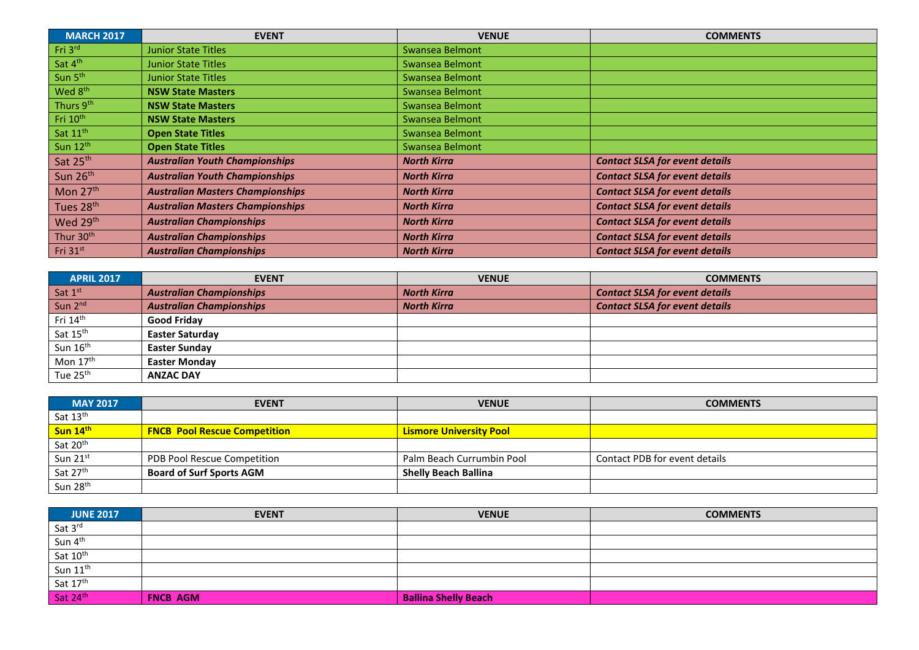| MARCH 2017 | EVENT | VENUE | COMMENTS |
|---|---|---|---|
| Fri 3rd | Junior State Titles | Swansea Belmont | |
| Sat 4th | Junior State Titles | Swansea Belmont | |
| Sun 5th | Junior State Titles | Swansea Belmont | |
| Wed 8th | **NSW State Masters** | Swansea Belmont | |
| Thurs 9th | **NSW State Masters** | Swansea Belmont | |
| Fri 10th | **NSW State Masters** | Swansea Belmont | |
| Sat 11th | **Open State Titles** | Swansea Belmont | |
| Sun 12th | **Open State Titles** | Swansea Belmont | |
| Sat 25th | ***Australian Youth Championships*** | ***North Kirra*** | ***Contact SLSA for event details*** |
| Sun 26th | ***Australian Youth Championships*** | ***North Kirra*** | ***Contact SLSA for event details*** |
| Mon 27th | ***Australian Masters Championships*** | ***North Kirra*** | ***Contact SLSA for event details*** |
| Tues 28th | ***Australian Masters Championships*** | ***North Kirra*** | ***Contact SLSA for event details*** |
| Wed 29th | ***Australian Championships*** | ***North Kirra*** | ***Contact SLSA for event details*** |
| Thur 30th | ***Australian Championships*** | ***North Kirra*** | ***Contact SLSA for event details*** |
| Fri 31st | ***Australian Championships*** | ***North Kirra*** | ***Contact SLSA for event details*** |

| APRIL 2017 | EVENT | VENUE | COMMENTS |
|---|---|---|---|
| Sat 1st | ***Australian Championships*** | ***North Kirra*** | ***Contact SLSA for event details*** |
| Sun 2nd | ***Australian Championships*** | ***North Kirra*** | ***Contact SLSA for event details*** |
| Fri 14th | **Good Friday** | | |
| Sat 15th | **Easter Saturday** | | |
| Sun 16th | **Easter Sunday** | | |
| Mon 17th | **Easter Monday** | | |
| Tue 25th | **ANZAC DAY** | | |

| MAY 2017 | EVENT | VENUE | COMMENTS |
|---|---|---|---|
| Sat 13th | | | |
| **Sun 14th** | **FNCB Pool Rescue Competition** | **Lismore University Pool** | |
| Sat 20th | | | |
| Sun 21st | PDB Pool Rescue Competition | Palm Beach Currumbin Pool | Contact PDB for event details |
| Sat 27th | **Board of Surf Sports AGM** | **Shelly Beach Ballina** | |
| Sun 28th | | | |

| JUNE 2017 | EVENT | VENUE | COMMENTS |
|---|---|---|---|
| Sat 3rd | | | |
| Sun 4th | | | |
| Sat 10th | | | |
| Sun 11th | | | |
| Sat 17th | | | |
| Sat 24th | **FNCB AGM** | **Ballina Shelly Beach** | |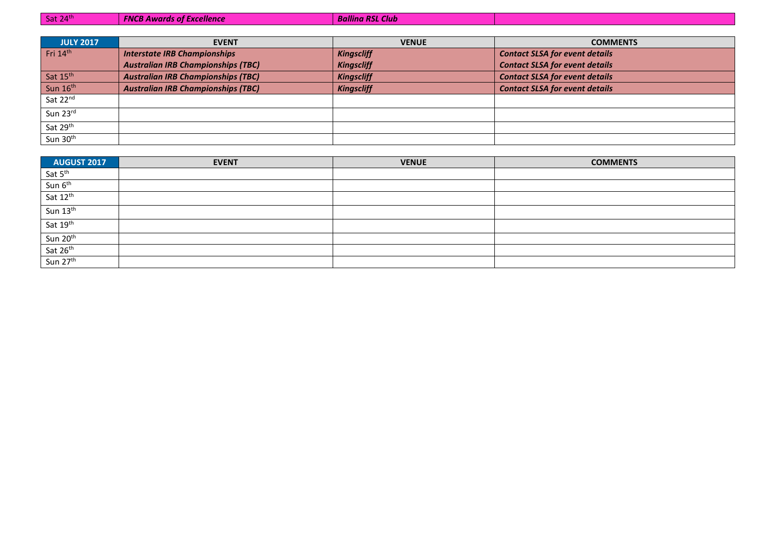| | | | |
|---|---|---|---|
| Sat 24th | ***FNCB Awards of Excellence*** | ***Ballina RSL Club*** | |

| JULY 2017 | EVENT | VENUE | COMMENTS |
|---|---|---|---|
| Fri 14th | ***Interstate IRB Championships*** | ***Kingscliff*** | ***Contact SLSA for event details*** |
| | ***Australian IRB Championships (TBC)*** | ***Kingscliff*** | ***Contact SLSA for event details*** |
| Sat 15th | ***Australian IRB Championships (TBC)*** | ***Kingscliff*** | ***Contact SLSA for event details*** |
| Sun 16th | ***Australian IRB Championships (TBC)*** | ***Kingscliff*** | ***Contact SLSA for event details*** |
| Sat 22nd | | | |
| Sun 23rd | | | |
| Sat 29th | | | |
| Sun 30th | | | |

| AUGUST 2017 | EVENT | VENUE | COMMENTS |
|---|---|---|---|
| Sat 5th | | | |
| Sun 6th | | | |
| Sat 12th | | | |
| Sun 13th | | | |
| Sat 19th | | | |
| Sun 20th | | | |
| Sat 26th | | | |
| Sun 27th | | | |